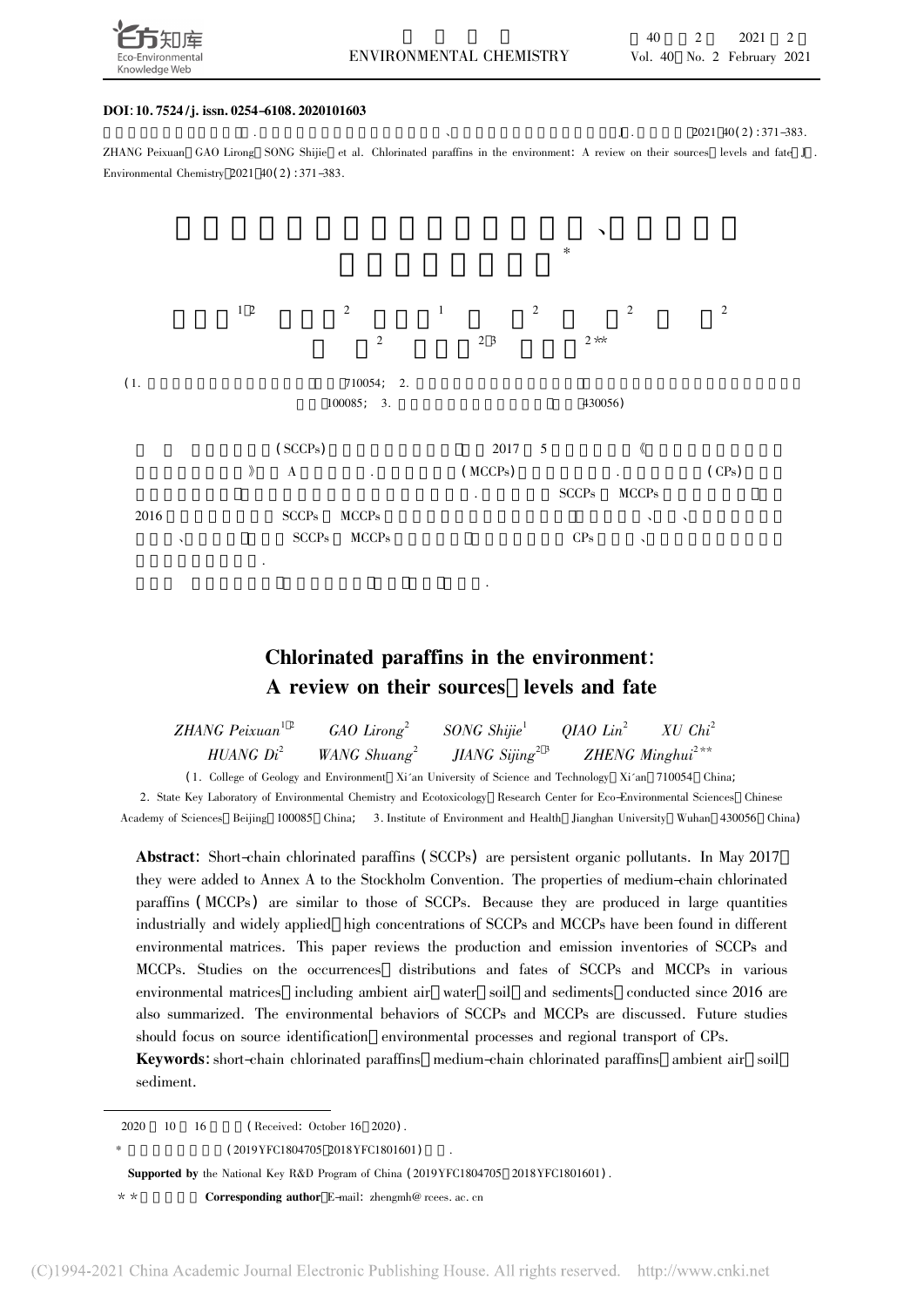DOI: 10.7524/j.issn.0254-6108.2020101603

ZHANG Peixuan, GAO Lirong, SONG Shijie, et al. Chlorinated paraffins in the environment: A review on their sources, levels and fate[J]. Environmental Chemistry, 2021, 40(2): 371-383.

# Chlorinated paraffins in the environment: A review on their sources, levels and fate

ZHANG Peixuan[1,2] GAO Lirong[2] SONG Shijie[1] QIAO Lin[2] XU Chi[2] HUANG Di[2] WANG Shuang[2] JIANG Sijing[2,3] ZHENG Minghui[2]**

(1. College of Geology and Environment, Xi'an University of Science and Technology, Xi'an, 710054, China; 2. State Key Laboratory of Environmental Chemistry and Ecotoxicology, Research Center for Eco-Environmental Sciences, Chinese Academy of Sciences, Beijing, 100085, China; 3. Institute of Environment and Health, Jianghan University, Wuhan, 430056, China)

**Abstract**: Short-chain chlorinated paraffins (SCCPs) are persistent organic pollutants. In May 2017, they were added to Annex A to the Stockholm Convention. The properties of medium-chain chlorinated paraffins (MCCPs) are similar to those of SCCPs. Because they are produced in large quantities industrially and widely applied, high concentrations of SCCPs and MCCPs have been found in different environmental matrices. This paper reviews the production and emission inventories of SCCPs and MCCPs. Studies on the occurrences, distributions and fates of SCCPs and MCCPs in various environmental matrices, including ambient air, water, soil and sediments, conducted since 2016 are also summarized. The environmental behaviors of SCCPs and MCCPs are discussed. Future studies should focus on source identification, environmental processes and regional transport of CPs.

**Keywords**: short-chain chlorinated paraffins, medium-chain chlorinated paraffins, ambient air, soil, sediment.

---

(Received: October 16, 2020).

**Supported by** the National Key R&D Program of China (2019YFC1804705, 2018YFC1801601).

** **Corresponding author**, E-mail: zhengmh@rcees.ac.cn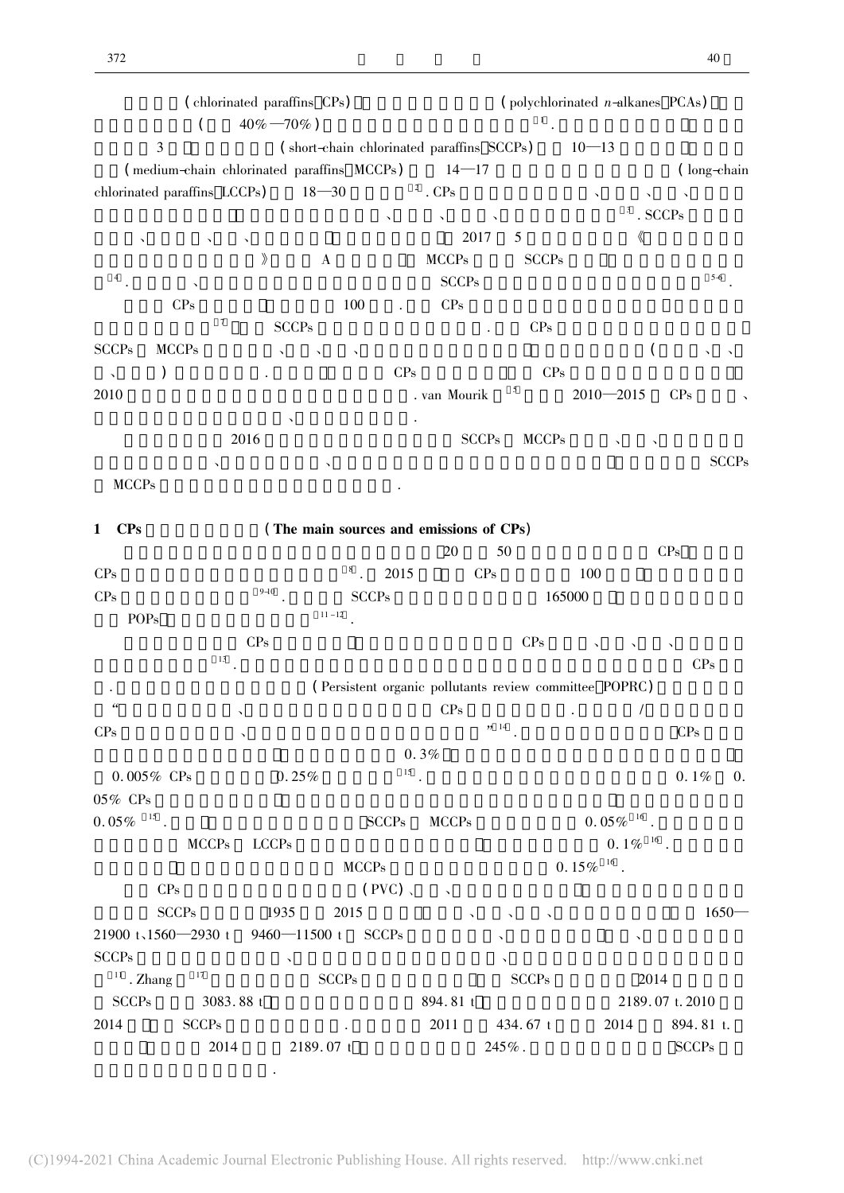(chlorinated paraffins CPs) (polychlorinated *n*-alkanes PCAs)

( 40%—70%) [1].

3 (short-chain chlorinated paraffins SCCPs) 10—13

(medium-chain chlorinated paraffins MCCPs) 14—17 (long-chain chlorinated paraffins LCCPs) 18—30 [2]. CPs 、 、 、

、 、 、 [3]. SCCPs

、 、 、 2017 5 《

》 A MCCPs SCCPs

[4]. 、 SCCPs [5-6].

CPs 100 . CPs

[7] SCCPs . CPs

SCCPs MCCPs 、 、 、 ( 、 、

、 ) . CPs CPs

2010 . van Mourik [5] 2010—2015 CPs 、

、 .

2016 SCCPs MCCPs 、 、

、 、 SCCPs

MCCPs .

## 1 CPs (The main sources and emissions of CPs)

20 50 CPs

CPs [8]. 2015 CPs 100

CPs [9-10]. SCCPs 165000

POPs [11-12].

CPs CPs 、 、 、

[13]. CPs

. (Persistent organic pollutants review committee POPRC)

" 、 CPs . /

CPs 、 "[14]. CPs

0.3%

0.005% CPs 0.25% [15]. 0.1% 0.

05% CPs

0.05% [15]. SCCPs MCCPs 0.05% [16].

MCCPs LCCPs 0.1% [16].

MCCPs 0.15% [16].

CPs (PVC) 、 、

SCCPs 1935 2015 、 、 、 1650—

21900 t、1560—2930 t 9460—11500 t SCCPs 、 、

SCCPs 、 、

[11]. Zhang [17] SCCPs SCCPs 2014

SCCPs 3083.88 t 894.81 t 2189.07 t. 2010

2014 SCCPs . 2011 434.67 t 2014 894.81 t.

2014 2189.07 t 245%. SCCPs

.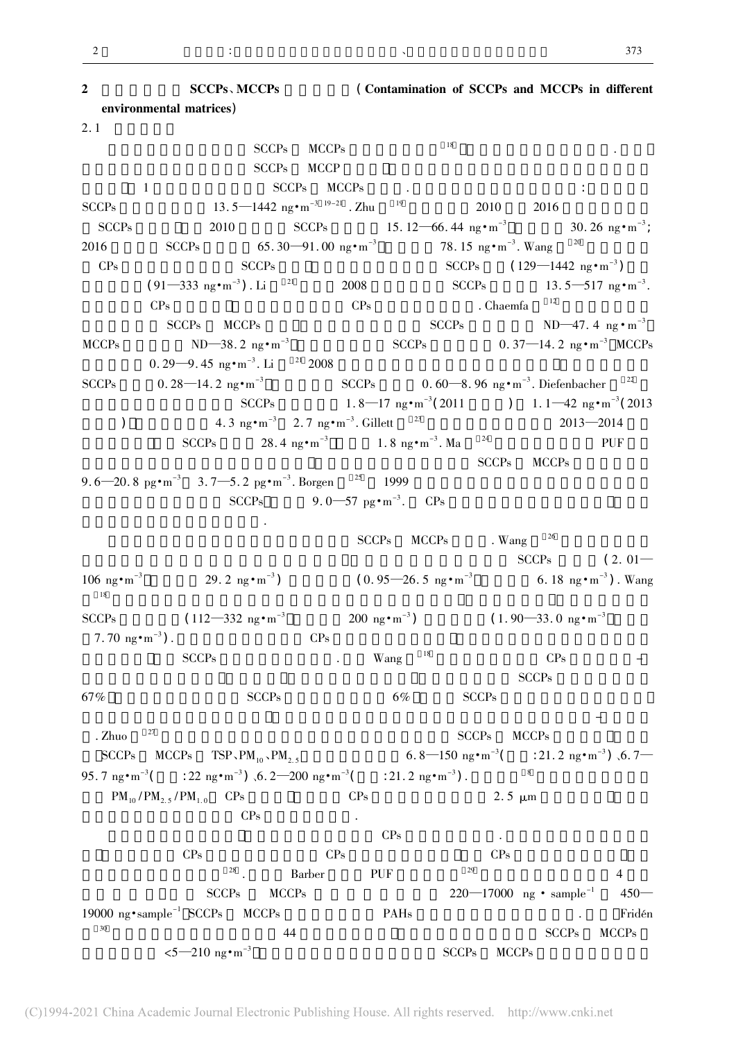## 2 SCCPs、MCCPs (Contamination of SCCPs and MCCPs in different environmental matrices)

### 2.1

SCCPs MCCPs [18] .
SCCPs MCCP
1 SCCPs MCCPs . :
SCCPs 13.5—1442 $ng \cdot m^{-3}$ [19-21]. Zhu [19] 2010 2016
SCCPs 2010 SCCPs 15.12—66.44 $ng \cdot m^{-3}$ 30.26 $ng \cdot m^{-3}$;
2016 SCCPs 65.30—91.00 $ng \cdot m^{-3}$ 78.15 $ng \cdot m^{-3}$. Wang [20]
CPs SCCPs SCCPs (129—1442 $ng \cdot m^{-3}$)
(91—333 $ng \cdot m^{-3}$). Li [21] 2008 SCCPs 13.5—517 $ng \cdot m^{-3}$.
CPs CPs . Chaemfa [12]
SCCPs MCCPs SCCPs ND—47.4 $ng \cdot m^{-3}$
MCCPs ND—38.2 $ng \cdot m^{-3}$ SCCPs 0.37—14.2 $ng \cdot m^{-3}$ MCCPs
0.29—9.45 $ng \cdot m^{-3}$. Li [21] 2008
SCCPs 0.28—14.2 $ng \cdot m^{-3}$ SCCPs 0.60—8.96 $ng \cdot m^{-3}$. Diefenbacher [22]
SCCPs 1.8—17 $ng \cdot m^{-3}$(2011 ) 1.1—42 $ng \cdot m^{-3}$(2013
) 4.3 $ng \cdot m^{-3}$ 2.7 $ng \cdot m^{-3}$. Gillett [23] 2013—2014
SCCPs 28.4 $ng \cdot m^{-3}$ 1.8 $ng \cdot m^{-3}$. Ma [24] PUF
SCCPs MCCPs
9.6—20.8 $pg \cdot m^{-3}$ 3.7—5.2 $pg \cdot m^{-3}$. Borgen [25] 1999
SCCPs 9.0—57 $pg \cdot m^{-3}$. CPs
.

SCCPs MCCPs . Wang [26]
SCCPs (2.01—
106 $ng \cdot m^{-3}$ 29.2 $ng \cdot m^{-3}$) (0.95—26.5 $ng \cdot m^{-3}$ 6.18 $ng \cdot m^{-3}$). Wang
[18]
SCCPs (112—332 $ng \cdot m^{-3}$ 200 $ng \cdot m^{-3}$) (1.90—33.0 $ng \cdot m^{-3}$
7.70 $ng \cdot m^{-3}$). CPs
SCCPs . Wang [18] CPs
SCCPs
67% SCCPs 6% SCCPs

. Zhuo [27] SCCPs MCCPs
SCCPs MCCPs TSP、$PM_{10}$、$PM_{2.5}$ 6.8—150 $ng \cdot m^{-3}$( :21.2 $ng \cdot m^{-3}$)、6.7—
95.7 $ng \cdot m^{-3}$( :22 $ng \cdot m^{-3}$)、6.2—200 $ng \cdot m^{-3}$( :21.2 $ng \cdot m^{-3}$). [8]
$PM_{10}$/$PM_{2.5}$/$PM_{1.0}$ CPs CPs 2.5 μm
CPs .

CPs .
CPs CPs CPs
[28]. Barber PUF [29] 4
SCCPs MCCPs 220—17000 ng · $sample^{-1}$ 450—
19000 ng · $sample^{-1}$ SCCPs MCCPs PAHs . Fridén
[30] 44 SCCPs MCCPs
<5—210 $ng \cdot m^{-3}$ SCCPs MCCPs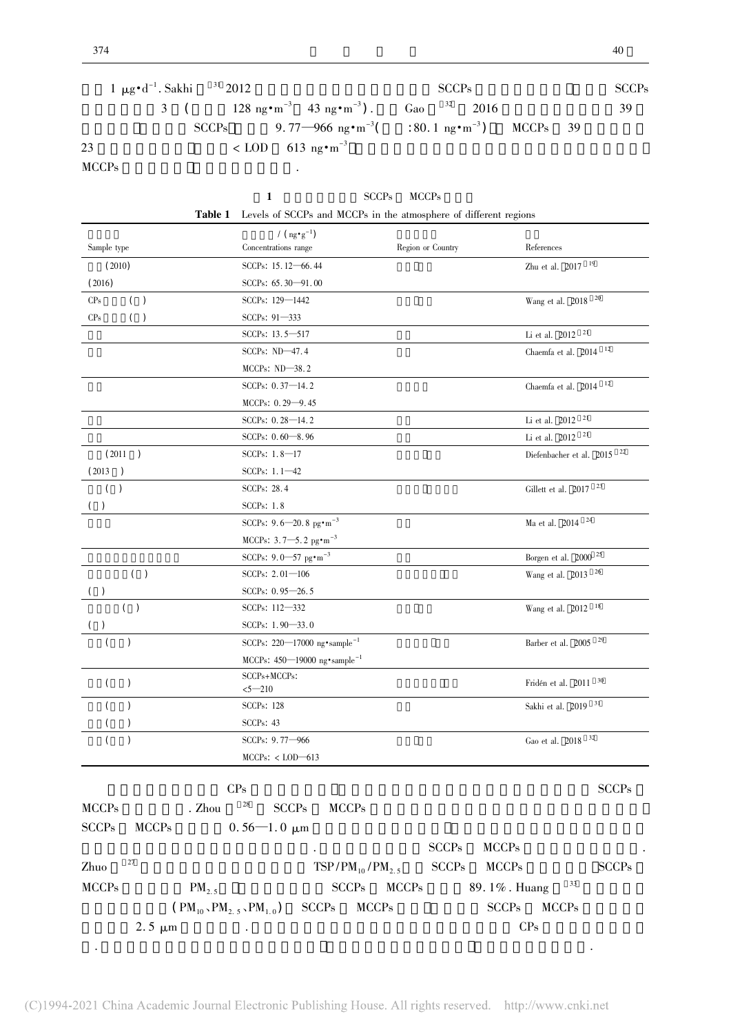1 $\mu g \cdot d^{-1}$. Sakhi [31] 2012 SCCPs SCCPs 3 ( 128 $ng \cdot m^{-3}$ 43 $ng \cdot m^{-3}$). Gao [32] 2016 39 SCCPs 9.77—966 $ng \cdot m^{-3}$( :80.1 $ng \cdot m^{-3}$) MCCPs 39 23 < LOD 613 $ng \cdot m^{-3}$ MCCPs .

1 SCCPs MCCPs

**Table 1** Levels of SCCPs and MCCPs in the atmosphere of different regions

| Sample type | / ($ng \cdot g^{-1}$) Concentrations range | Region or Country | References |
|---|---|---|---|
| (2010) | SCCPs: 15.12—66.44 | | Zhu et al. 2017 [19] |
| (2016) | SCCPs: 65.30—91.00 | | |
| CPs ( ) | SCCPs: 129—1442 | | Wang et al. 2018 [20] |
| CPs ( ) | SCCPs: 91—333 | | |
| | SCCPs: 13.5—517 | | Li et al. 2012 [21] |
| | SCCPs: ND—47.4 | | Chaemfa et al. 2014 [12] |
| | MCCPs: ND—38.2 | | |
| | SCCPs: 0.37—14.2 | | Chaemfa et al. 2014 [12] |
| | MCCPs: 0.29—9.45 | | |
| | SCCPs: 0.28—14.2 | | Li et al. 2012 [21] |
| | SCCPs: 0.60—8.96 | | Li et al. 2012 [21] |
| (2011 ) | SCCPs: 1.8—17 | | Diefenbacher et al. 2015 [22] |
| (2013 ) | SCCPs: 1.1—42 | | |
| ( ) | SCCPs: 28.4 | | Gillett et al. 2017 [23] |
| ( ) | SCCPs: 1.8 | | |
| | SCCPs: 9.6—20.8 $pg \cdot m^{-3}$ | | Ma et al. 2014 [24] |
| | MCCPs: 3.7—5.2 $pg \cdot m^{-3}$ | | |
| | SCCPs: 9.0—57 $pg \cdot m^{-3}$ | | Borgen et al. 2000 [25] |
| ( ) | SCCPs: 2.01—106 | | Wang et al. 2013 [26] |
| ( ) | SCCPs: 0.95—26.5 | | |
| ( ) | SCCPs: 112—332 | | Wang et al. 2012 [18] |
| ( ) | SCCPs: 1.90—33.0 | | |
| ( ) | SCCPs: 220—17000 $ng \cdot sample^{-1}$ | | Barber et al. 2005 [29] |
| | MCCPs: 450—19000 $ng \cdot sample^{-1}$ | | |
| ( ) | SCCPs+MCCPs: <5—210 | | Fridén et al. 2011 [30] |
| ( ) | SCCPs: 128 | | Sakhi et al. 2019 [31] |
| ( ) | SCCPs: 43 | | |
| ( ) | SCCPs: 9.77—966 | | Gao et al. 2018 [32] |
| | MCCPs: < LOD—613 | | |

CPs SCCPs MCCPs . Zhou [28] SCCPs MCCPs SCCPs MCCPs 0.56—1.0 $\mu m$ . SCCPs MCCPs . Zhuo [27] TSP/$PM_{10}$/$PM_{2.5}$ SCCPs MCCPs SCCPs MCCPs $PM_{2.5}$ SCCPs MCCPs 89.1%. Huang [33] ($PM_{10}$、$PM_{2.5}$、$PM_{1.0}$) SCCPs MCCPs SCCPs MCCPs 2.5 $\mu m$ . CPs . .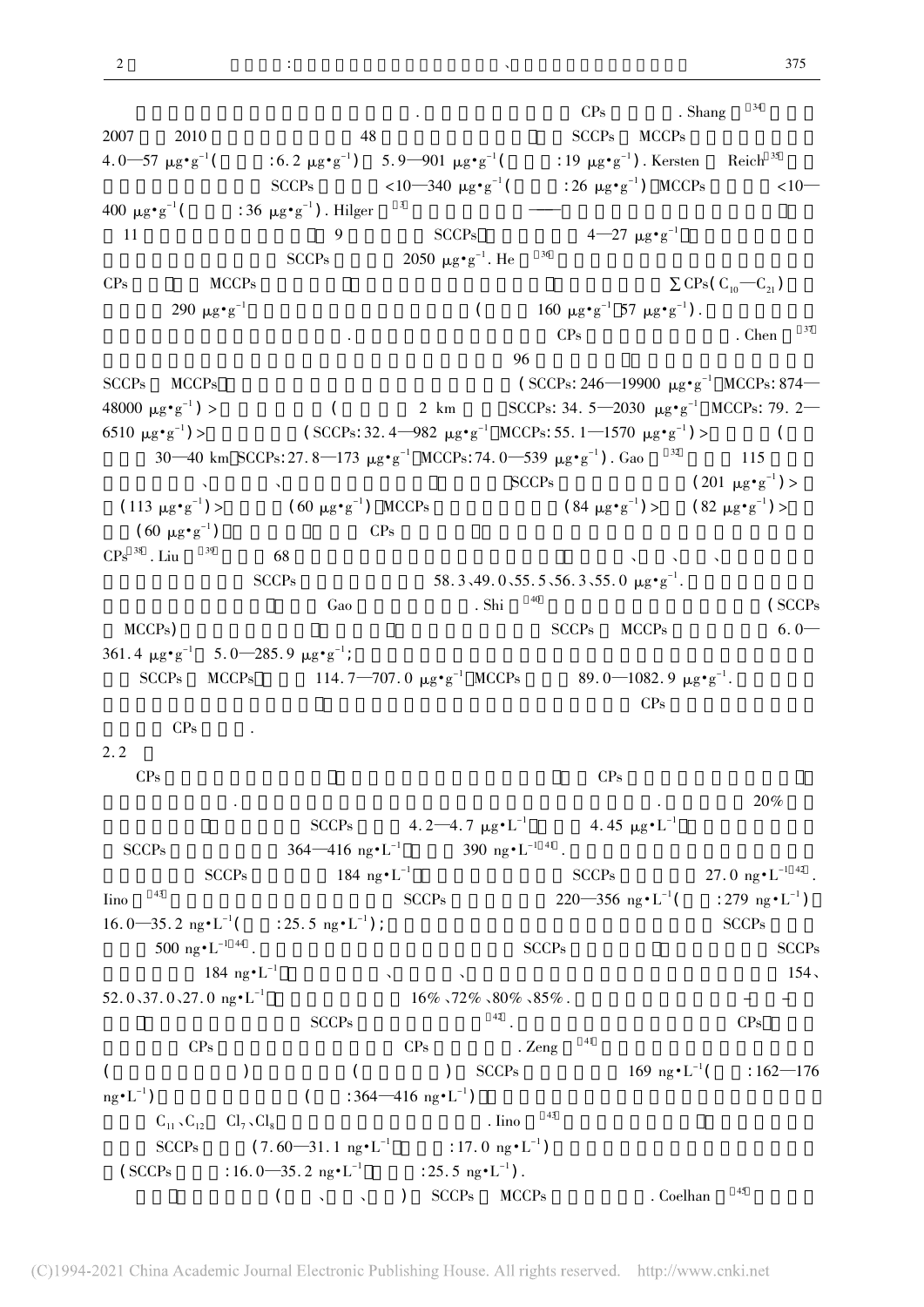. CPs . Shang [34]
2007 2010 48 SCCPs MCCPs
4.0—57 μg•g$^{-1}$( :6.2 μg•g$^{-1}$) 5.9—901 μg•g$^{-1}$( :19 μg•g$^{-1}$). Kersten Reich[35]
SCCPs <10—340 μg•g$^{-1}$( :26 μg•g$^{-1}$) MCCPs <10—
400 μg•g$^{-1}$( :36 μg•g$^{-1}$). Hilger [3] ——
11 9 SCCPs 4—27 μg•g$^{-1}$
SCCPs 2050 μg•g$^{-1}$. He [36]
CPs MCCPs ∑CPs($C_{10}$—$C_{21}$)
290 μg•g$^{-1}$ ( 160 μg•g$^{-1}$ 57 μg•g$^{-1}$).
. CPs . Chen [37]
96
SCCPs MCCPs (SCCPs: 246—19900 μg•g$^{-1}$ MCCPs: 874—
48000 μg•g$^{-1}$) > ( 2 km SCCPs: 34.5—2030 μg•g$^{-1}$ MCCPs: 79.2—
6510 μg•g$^{-1}$) > (SCCPs: 32.4—982 μg•g$^{-1}$ MCCPs: 55.1—1570 μg•g$^{-1}$) > (
30—40 km SCCPs: 27.8—173 μg•g$^{-1}$ MCCPs: 74.0—539 μg•g$^{-1}$). Gao [32] 115
、 、 SCCPs (201 μg•g$^{-1}$) >
(113 μg•g$^{-1}$) > (60 μg•g$^{-1}$) MCCPs (84 μg•g$^{-1}$) > (82 μg•g$^{-1}$) >
(60 μg•g$^{-1}$) CPs
CPs[38]. Liu [39] 68 、 、 、
SCCPs 58.3、49.0、55.5、56.3、55.0 μg•g$^{-1}$.
Gao . Shi [40] (SCCPs
MCCPs) SCCPs MCCPs 6.0—
361.4 μg•g$^{-1}$ 5.0—285.9 μg•g$^{-1}$;
SCCPs MCCPs 114.7—707.0 μg•g$^{-1}$ MCCPs 89.0—1082.9 μg•g$^{-1}$.
CPs
CPs .

## 2.2

CPs CPs
. . 20%
SCCPs 4.2—4.7 μg•L$^{-1}$ 4.45 μg•L$^{-1}$
SCCPs 364—416 ng•L$^{-1}$ 390 ng•L$^{-1}$[41].
SCCPs 184 ng•L$^{-1}$ SCCPs 27.0 ng•L$^{-1}$[42].
Iino [43] SCCPs 220—356 ng•L$^{-1}$( :279 ng•L$^{-1}$)
16.0—35.2 ng•L$^{-1}$( :25.5 ng•L$^{-1}$); SCCPs
500 ng•L$^{-1}$[44]. SCCPs SCCPs
184 ng•L$^{-1}$ 、 、 154、
52.0、37.0、27.0 ng•L$^{-1}$ 16%、72%、80%、85%. — —
SCCPs [42]. CPs
CPs CPs . Zeng [41]
( ) ( ) SCCPs 169 ng•L$^{-1}$( :162—176
ng•L$^{-1}$) ( :364—416 ng•L$^{-1}$)
$C_{11}$、$C_{12}$ $Cl_7$、$Cl_8$ . Iino [43]
SCCPs (7.60—31.1 ng•L$^{-1}$ :17.0 ng•L$^{-1}$)
(SCCPs :16.0—35.2 ng•L$^{-1}$ :25.5 ng•L$^{-1}$).
( 、 、 ) SCCPs MCCPs . Coelhan [45]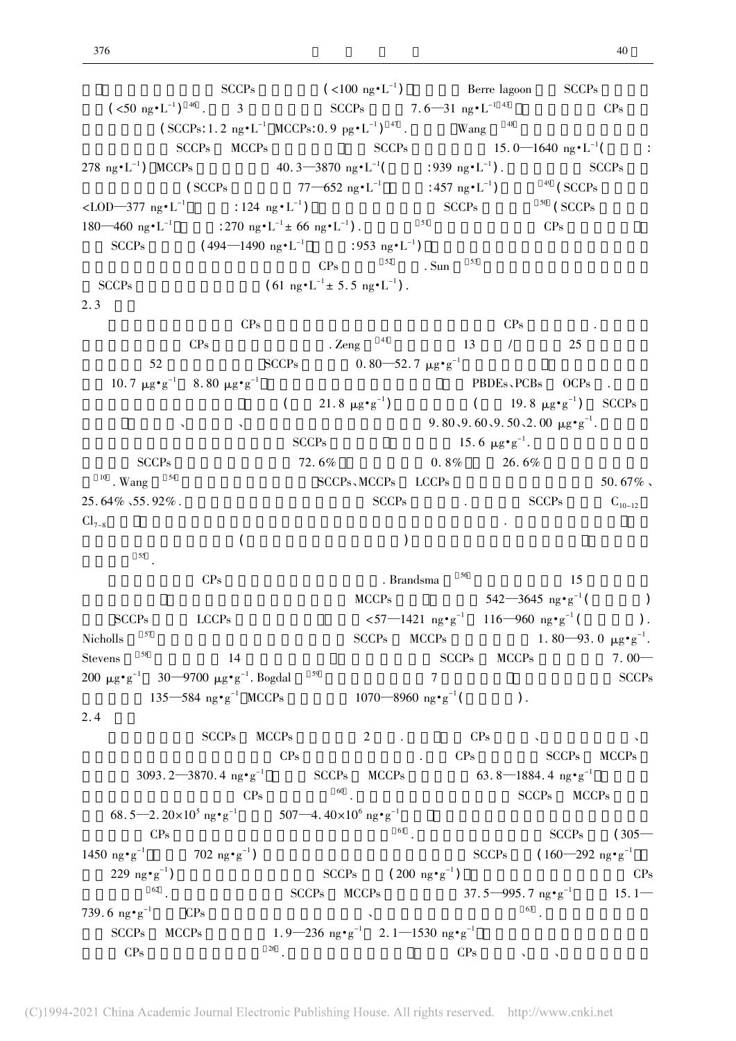SCCPs (<100 ng·$L^{-1}$) Berre lagoon SCCPs (<50 ng·$L^{-1}$)[46]. 3 SCCPs 7.6—31 ng·$L^{-1}$[43] CPs (SCCPs:1.2 ng·$L^{-1}$ MCCPs:0.9 pg·$L^{-1}$)[47]. Wang[48] SCCPs MCCPs SCCPs 15.0—1640 ng·$L^{-1}$( : 278 ng·$L^{-1}$) MCCPs 40.3—3870 ng·$L^{-1}$( :939 ng·$L^{-1}$). SCCPs (SCCPs 77—652 ng·$L^{-1}$ :457 ng·$L^{-1}$)[49] (SCCPs <LOD—377 ng·$L^{-1}$ :124 ng·$L^{-1}$) SCCPs[50] (SCCPs 180—460 ng·$L^{-1}$ :270 ng·$L^{-1}$± 66 ng·$L^{-1}$).[51] CPs SCCPs (494—1490 ng·$L^{-1}$ :953 ng·$L^{-1}$) CPs[52]. Sun[53] SCCPs (61 ng·$L^{-1}$± 5.5 ng·$L^{-1}$).

## 2.3

CPs CPs . CPs . Zeng[41] 13 / 25 52 SCCPs 0.80—52.7 μg·$g^{-1}$ 10.7 μg·$g^{-1}$ 8.80 μg·$g^{-1}$ PBDEs、PCBs OCPs . ( 21.8 μg·$g^{-1}$) ( 19.8 μg·$g^{-1}$) SCCPs 、 、 9.80、9.60、9.50、2.00 μg·$g^{-1}$. SCCPs 15.6 μg·$g^{-1}$. SCCPs 72.6% 0.8% 26.6%[10]. Wang[54] SCCPs、MCCPs LCCPs 50.67%、25.64%、55.92%. SCCPs . SCCPs $C_{10-12}$ $Cl_{7-8}$ . ( ) [55].

CPs . Brandsma[56] 15 MCCPs 542—3645 ng·$g^{-1}$( ) SCCPs LCCPs <57—1421 ng·$g^{-1}$ 116—960 ng·$g^{-1}$( ). Nicholls[57] SCCPs MCCPs 1.80—93.0 μg·$g^{-1}$. Stevens[58] 14 SCCPs MCCPs 7.00—200 μg·$g^{-1}$ 30—9700 μg·$g^{-1}$. Bogdal[59] 7 SCCPs 135—584 ng·$g^{-1}$ MCCPs 1070—8960 ng·$g^{-1}$( ).

## 2.4

SCCPs MCCPs 2 . CPs 、 、 CPs . CPs SCCPs MCCPs 3093.2—3870.4 ng·$g^{-1}$ SCCPs MCCPs 63.8—1884.4 ng·$g^{-1}$ CPs [60]. SCCPs MCCPs 68.5—2.20×$10^5$ ng·$g^{-1}$ 507—4.40×$10^6$ ng·$g^{-1}$ CPs [61]. SCCPs (305—1450 ng·$g^{-1}$ 702 ng·$g^{-1}$) SCCPs (160—292 ng·$g^{-1}$ 229 ng·$g^{-1}$) SCCPs (200 ng·$g^{-1}$) CPs [62]. SCCPs MCCPs 37.5—995.7 ng·$g^{-1}$ 15.1—739.6 ng·$g^{-1}$ CPs 、[63]. SCCPs MCCPs 1.9—236 ng·$g^{-1}$ 2.1—1530 ng·$g^{-1}$ CPs [26]. CPs 、 、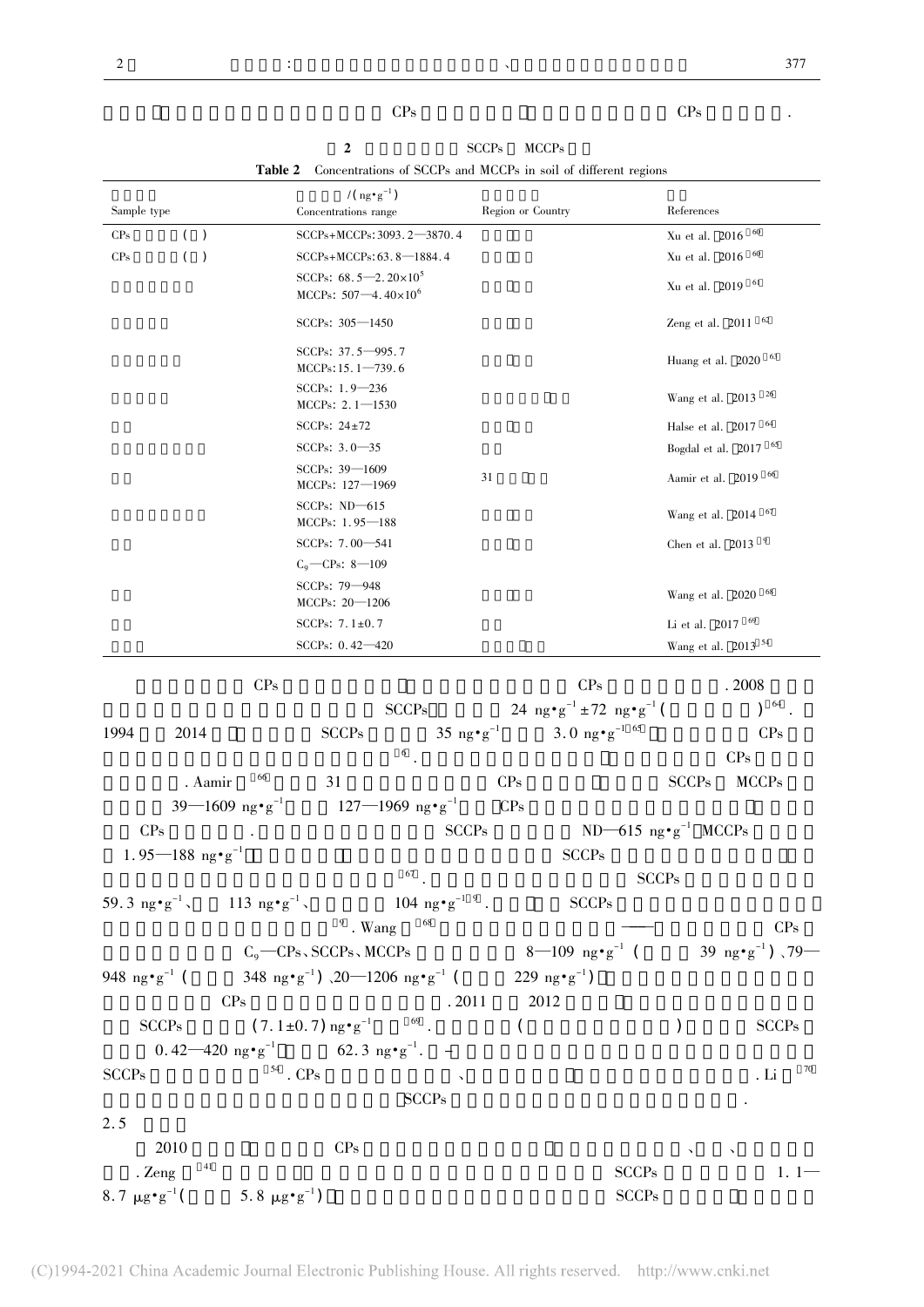CPs CPs .

**2 SCCPs MCCPs**

**Table 2** Concentrations of SCCPs and MCCPs in soil of different regions

| Sample type | /($ng \cdot g^{-1}$) Concentrations range | Region or Country | References |
|---|---|---|---|
| CPs ( ) | SCCPs+MCCPs: 3093.2—3870.4 | | Xu et al. 2016[60] |
| CPs ( ) | SCCPs+MCCPs: 63.8—1884.4 | | Xu et al. 2016[60] |
| | SCCPs: 68.5—$2.20 \times 10^5$<br>MCCPs: 507—$4.40 \times 10^6$ | | Xu et al. 2019[61] |
| | SCCPs: 305—1450 | | Zeng et al. 2011[62] |
| | SCCPs: 37.5—995.7<br>MCCPs: 15.1—739.6 | | Huang et al. 2020[63] |
| | SCCPs: 1.9—236<br>MCCPs: 2.1—1530 | | Wang et al. 2013[26] |
| | SCCPs: 24±72 | | Halse et al. 2017[64] |
| | SCCPs: 3.0—35 | | Bogdal et al. 2017[65] |
| | SCCPs: 39—1609<br>MCCPs: 127—1969 | 31 | Aamir et al. 2019[66] |
| | SCCPs: ND—615<br>MCCPs: 1.95—188 | | Wang et al. 2014[67] |
| | SCCPs: 7.00—541<br>$C_9$—CPs: 8—109 | | Chen et al. 2013[9] |
| | SCCPs: 79—948<br>MCCPs: 20—1206 | | Wang et al. 2020[68] |
| | SCCPs: 7.1±0.7 | | Li et al. 2017[69] |
| | SCCPs: 0.42—420 | | Wang et al. 2013[54] |

CPs CPs . 2008 SCCPs 24 $ng \cdot g^{-1}$ ±72 $ng \cdot g^{-1}$ ( )[64]. 1994 2014 SCCPs 35 $ng \cdot g^{-1}$ 3.0 $ng \cdot g^{-1}$[65] CPs [6]. CPs . Aamir[66] 31 CPs SCCPs MCCPs 39—1609 $ng \cdot g^{-1}$ 127—1969 $ng \cdot g^{-1}$ CPs CPs . SCCPs ND—615 $ng \cdot g^{-1}$ MCCPs 1.95—188 $ng \cdot g^{-1}$ SCCPs [67]. SCCPs 59.3 $ng \cdot g^{-1}$、 113 $ng \cdot g^{-1}$、 104 $ng \cdot g^{-1}$[9]. SCCPs [9]. Wang[68] —— CPs $C_9$—CPs、SCCPs、MCCPs 8—109 $ng \cdot g^{-1}$ ( 39 $ng \cdot g^{-1}$)、79—948 $ng \cdot g^{-1}$ ( 348 $ng \cdot g^{-1}$)、20—1206 $ng \cdot g^{-1}$ ( 229 $ng \cdot g^{-1}$) CPs . 2011 2012 SCCPs (7.1±0.7) $ng \cdot g^{-1}$[69]. ( ) SCCPs 0.42—420 $ng \cdot g^{-1}$ 62.3 $ng \cdot g^{-1}$. – SCCPs [54]. CPs 、 . Li[70] SCCPs .

## 2.5

2010 CPs 、 、 . Zeng[41] SCCPs 1.1—8.7 $\mu g \cdot g^{-1}$ ( 5.8 $\mu g \cdot g^{-1}$) SCCPs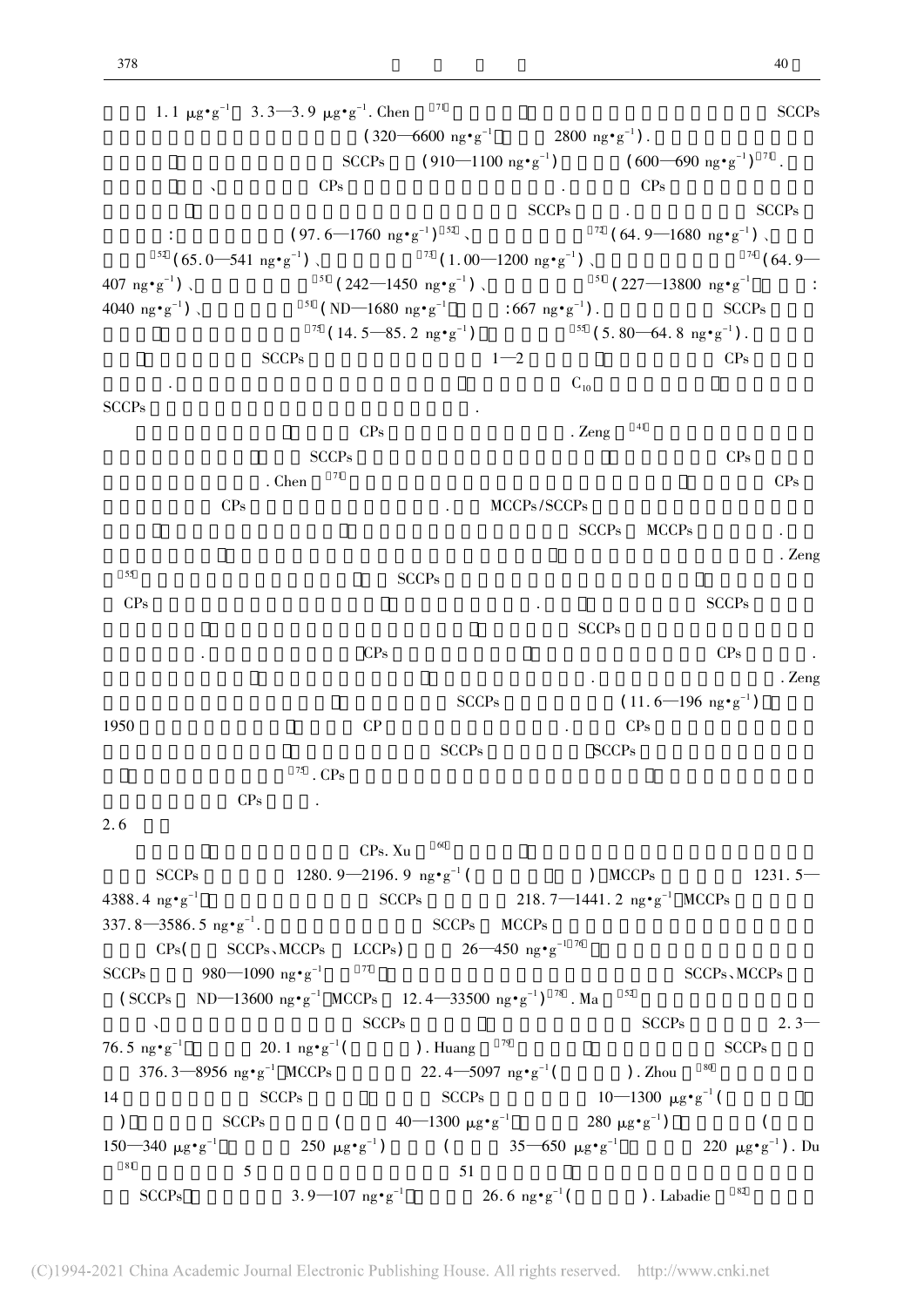1.1 μg·g$^{-1}$ 3.3—3.9 μg·g$^{-1}$. Chen [71] SCCPs (320—6600 ng·g$^{-1}$ 2800 ng·g$^{-1}$). SCCPs (910—1100 ng·g$^{-1}$) (600—690 ng·g$^{-1}$)[71]. 、 CPs . CPs SCCPs . SCCPs : (97.6—1760 ng·g$^{-1}$)[52]、 [72](64.9—1680 ng·g$^{-1}$)、 [52](65.0—541 ng·g$^{-1}$)、 [73](1.00—1200 ng·g$^{-1}$)、 [74](64.9—407 ng·g$^{-1}$)、 [51](242—1450 ng·g$^{-1}$)、 [51](227—13800 ng·g$^{-1}$ : 4040 ng·g$^{-1}$)、 [51](ND—1680 ng·g$^{-1}$ :667 ng·g$^{-1}$). SCCPs [75](14.5—85.2 ng·g$^{-1}$) [55](5.80—64.8 ng·g$^{-1}$). SCCPs 1—2 CPs . $C_{10}$ SCCPs .

CPs . Zeng [41] SCCPs CPs . Chen [71] CPs CPs . MCCPs/SCCPs SCCPs MCCPs . . Zeng [55] SCCPs CPs . SCCPs SCCPs . CPs CPs . . . Zeng SCCPs (11.6—196 ng·g$^{-1}$) 1950 CP . CPs SCCPs SCCPs [75]. CPs CPs .

2.6

CPs. Xu [60] SCCPs 1280.9—2196.9 ng·g$^{-1}$ ( ) MCCPs 1231.5—4388.4 ng·g$^{-1}$ SCCPs 218.7—1441.2 ng·g$^{-1}$ MCCPs 337.8—3586.5 ng·g$^{-1}$. SCCPs MCCPs CPs( SCCPs、MCCPs LCCPs) 26—450 ng·g$^{-1}$[76] SCCPs 980—1090 ng·g$^{-1}$[77] SCCPs、MCCPs (SCCPs ND—13600 ng·g$^{-1}$ MCCPs 12.4—33500 ng·g$^{-1}$)[78]. Ma [52] 、 SCCPs SCCPs 2.3—76.5 ng·g$^{-1}$ 20.1 ng·g$^{-1}$( ). Huang [79] SCCPs 376.3—8956 ng·g$^{-1}$ MCCPs 22.4—5097 ng·g$^{-1}$( ). Zhou [80] 14 SCCPs SCCPs 10—1300 μg·g$^{-1}$( ) SCCPs ( 40—1300 μg·g$^{-1}$ 280 μg·g$^{-1}$) ( 150—340 μg·g$^{-1}$ 250 μg·g$^{-1}$) ( 35—650 μg·g$^{-1}$ 220 μg·g$^{-1}$). Du [81] 5 51 SCCPs 3.9—107 ng·g$^{-1}$ 26.6 ng·g$^{-1}$( ). Labadie [82]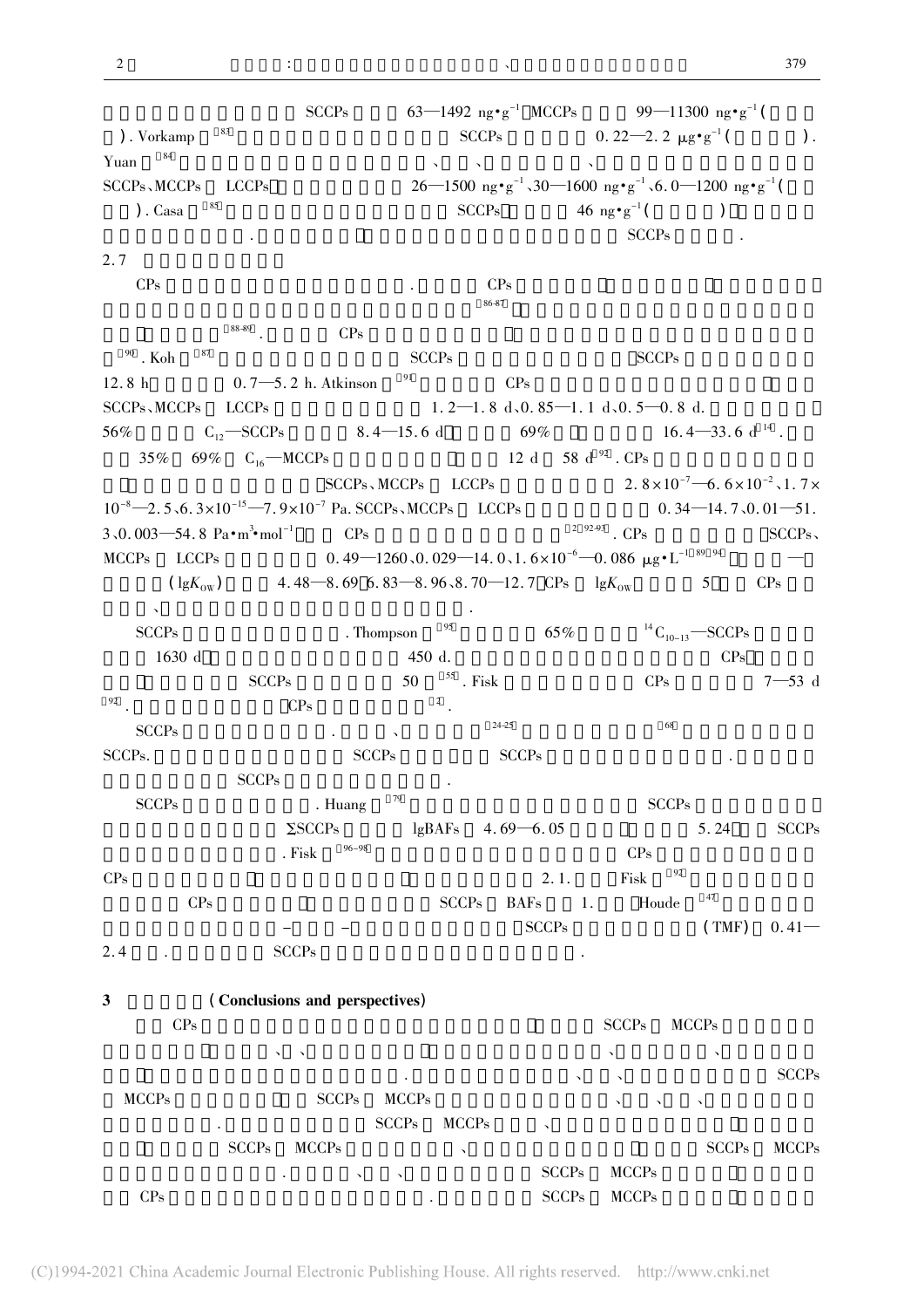SCCPs 63—1492 ng•g$^{-1}$ MCCPs 99—11300 ng•g$^{-1}$ ( ). Vorkamp [83] SCCPs 0. 22—2. 2 μg•g$^{-1}$ ( ). Yuan [84] 、 、 、 SCCPs、MCCPs LCCPs 26—1500 ng•g$^{-1}$、30—1600 ng•g$^{-1}$、6. 0—1200 ng•g$^{-1}$ ( ). Casa [85] SCCPs 46 ng•g$^{-1}$ ( ) . SCCPs .

## 2.7

CPs . CPs [86-87] [88-89] . CPs [90] . Koh [87] SCCPs SCCPs 12. 8 h 0. 7—5. 2 h. Atkinson [91] CPs SCCPs、MCCPs LCCPs 1. 2—1. 8 d、0. 85—1. 1 d、0. 5—0. 8 d. 56% $C_{12}$—SCCPs 8. 4—15. 6 d 69% 16. 4—33. 6 d [14] . 35% 69% $C_{16}$—MCCPs 12 d 58 d [92] . CPs SCCPs、MCCPs LCCPs 2. 8×10$^{-7}$—6. 6×10$^{-2}$、1. 7×10$^{-8}$—2. 5、6. 3×10$^{-15}$—7. 9×10$^{-7}$ Pa. SCCPs、MCCPs LCCPs 0. 34—14. 7、0. 01—51. 3、0. 003—54. 8 Pa•m$^3$•mol$^{-1}$ CPs [2,92-93] . CPs SCCPs、MCCPs LCCPs 0. 49—1260、0. 029—14. 0、1. 6×10$^{-6}$—0. 086 μg•L$^{-1}$ [89,94] — ($\lg K_{OW}$) 4. 48—8. 69、6. 83—8. 96、8. 70—12. 7 CPs $\lg K_{OW}$ 5 CPs 、 .

SCCPs . Thompson [95] 65% $^{14}C_{10-13}$—SCCPs 1630 d 450 d. CPs SCCPs 50 [55] . Fisk CPs 7—53 d [92] . CPs [2] .

SCCPs . 、 [24-25] [68] SCCPs. SCCPs SCCPs . SCCPs .

SCCPs . Huang [79] SCCPs ΣSCCPs lgBAFs 4. 69—6. 05 5. 24 SCCPs . Fisk [96-98] CPs CPs 2. 1. Fisk [92] CPs SCCPs BAFs 1. Houde [47] – – SCCPs (TMF) 0. 41—2. 4 . SCCPs .

## 3 (Conclusions and perspectives)

CPs SCCPs MCCPs 、 、 、 、 . 、 、 SCCPs MCCPs SCCPs MCCPs 、 、 、 . SCCPs MCCPs 、 SCCPs MCCPs 、 SCCPs MCCPs . 、 、 SCCPs MCCPs CPs . SCCPs MCCPs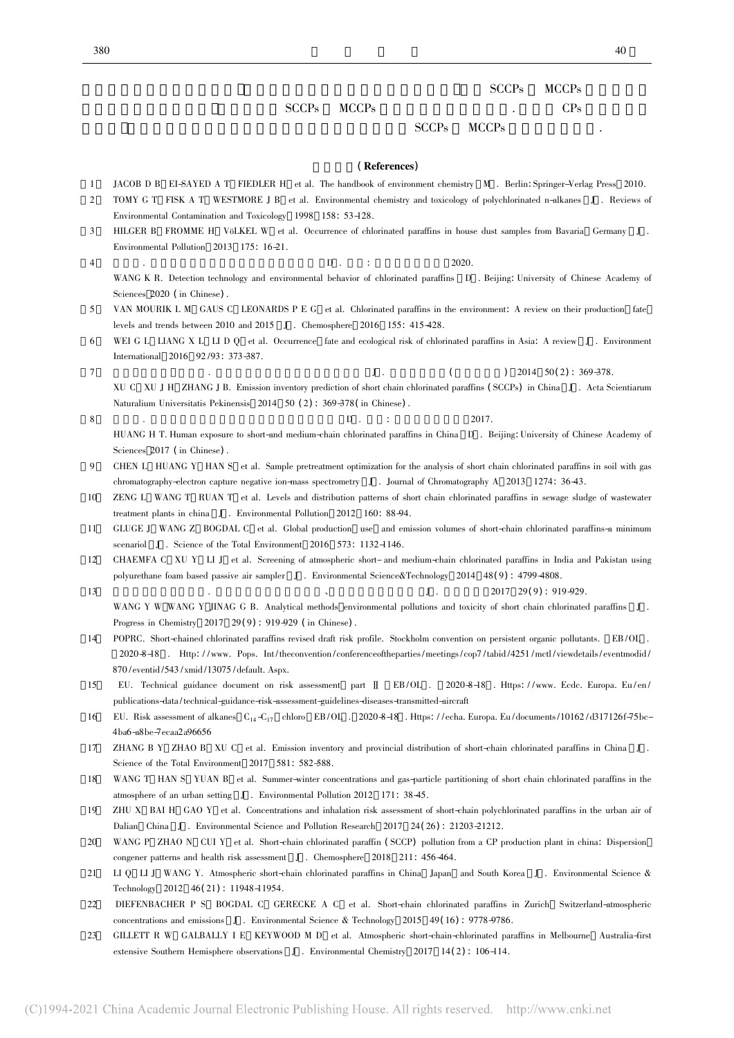SCCPs MCCPs
SCCPs MCCPs . CPs
SCCPs MCCPs .

## (References)

[1] JACOB D B, EI-SAYED A T, FIEDLER H, et al. The handbook of environment chemistry [M]. Berlin: Springer-Verlag Press, 2010.

[2] TOMY G T, FISK A T, WESTMORE J B, et al. Environmental chemistry and toxicology of polychlorinated n-alkanes [J]. Reviews of Environmental Contamination and Toxicology, 1998, 158: 53-128.

[3] HILGER B, FROMME H, VöLKEL W, et al. Occurrence of chlorinated paraffins in house dust samples from Bavaria, Germany [J]. Environmental Pollution, 2013, 175: 16-21.

[4] . [D]. : 2020.
WANG K R. Detection technology and environmental behavior of chlorinated paraffins [D]. Beijing: University of Chinese Academy of Sciences, 2020 (in Chinese).

[5] VAN MOURIK L M, GAUS C, LEONARDS P E G, et al. Chlorinated paraffins in the environment: A review on their production, fate, levels and trends between 2010 and 2015 [J]. Chemosphere, 2016, 155: 415-428.

[6] WEI G L, LIANG X L, LI D Q, et al. Occurrence, fate and ecological risk of chlorinated paraffins in Asia: A review [J]. Environment International, 2016, 92/93: 373-387.

[7] . [J]. ( ), 2014, 50(2): 369-378.
XU C, XU J H, ZHANG J B. Emission inventory prediction of short chain chlorinated paraffins (SCCPs) in China [J]. Acta Scientiarum Naturalium Universitatis Pekinensis, 2014, 50 (2): 369-378 (in Chinese).

[8] . [D]. : 2017.
HUANG H T. Human exposure to short-and medium-chain chlorinated paraffins in China [D]. Beijing: University of Chinese Academy of Sciences, 2017 (in Chinese).

[9] CHEN L, HUANG Y, HAN S, et al. Sample pretreatment optimization for the analysis of short chain chlorinated paraffins in soil with gas chromatography-electron capture negative ion-mass spectrometry [J]. Journal of Chromatography A, 2013, 1274: 36-43.

[10] ZENG L, WANG T, RUAN T, et al. Levels and distribution patterns of short chain chlorinated paraffins in sewage sludge of wastewater treatment plants in china [J]. Environmental Pollution, 2012, 160: 88-94.

[11] GLUGE J, WANG Z, BOGDAL C, et al. Global production, use, and emission volumes of short-chain chlorinated paraffins-a minimum scenariol [J]. Science of the Total Environment, 2016, 573: 1132-1146.

[12] CHAEMFA C, XU Y, LI J, et al. Screening of atmospheric short- and medium-chain chlorinated paraffins in India and Pakistan using polyurethane foam based passive air sampler [J]. Environmental Science&Technology, 2014, 48(9): 4799-4808.

[13] . 、 [J]. 2017, 29(9): 919-929.
WANG Y W, WANG Y, JINAG G B. Analytical methods, environmental pollutions and toxicity of short chain chlorinated paraffins [J]. Progress in Chemistry, 2017, 29(9): 919-929 (in Chinese).

[14] POPRC. Short-chained chlorinated paraffins revised draft risk profile. Stockholm convention on persistent organic pollutants. [EB/OL]. [2020-8-18]. Http://www. Pops. Int/theconvention/conferenceoftheparties/meetings/cop7/tabid/4251/mctl/viewdetails/eventmodid/870/eventid/543/xmid/13075/default. Aspx.

[15] EU. Technical guidance document on risk assessment, part II [EB/OL]. [2020-8-18]. Https://www. Ecdc. Europa. Eu/en/publications-data/technical-guidance-risk-assessment-guidelines-diseases-transmitted-aircraft

[16] EU. Risk assessment of alkanes, $C_{14}$-$C_{17}$, chloro [EB/OL]. [2020-8-18]. Https://echa. Europa. Eu/documents/10162/d317126f-75bc-4ba6-a8be-7ecaa2a96656

[17] ZHANG B Y, ZHAO B, XU C, et al. Emission inventory and provincial distribution of short-chain chlorinated paraffins in China [J]. Science of the Total Environment, 2017, 581: 582-588.

[18] WANG T, HAN S, YUAN B, et al. Summer-winter concentrations and gas-particle partitioning of short chain chlorinated paraffins in the atmosphere of an urban setting [J]. Environmental Pollution, 2012, 171: 38-45.

[19] ZHU X, BAI H, GAO Y, et al. Concentrations and inhalation risk assessment of short-chain polychlorinated paraffins in the urban air of Dalian, China [J]. Environmental Science and Pollution Research, 2017, 24(26): 21203-21212.

[20] WANG P, ZHAO N, CUI Y, et al. Short-chain chlorinated paraffin (SCCP) pollution from a CP production plant in china: Dispersion, congener patterns and health risk assessment [J]. Chemosphere, 2018, 211: 456-464.

[21] LI Q, LI J, WANG Y. Atmospheric short-chain chlorinated paraffins in China, Japan, and South Korea [J]. Environmental Science & Technology, 2012, 46(21): 11948-11954.

[22] DIEFENBACHER P S, BOGDAL C, GERECKE A C, et al. Short-chain chlorinated paraffins in Zurich, Switzerland-atmospheric concentrations and emissions [J]. Environmental Science & Technology, 2015, 49(16): 9778-9786.

[23] GILLETT R W, GALBALLY I E, KEYWOOD M D, et al. Atmospheric short-chain-chlorinated paraffins in Melbourne, Australia-first extensive Southern Hemisphere observations [J]. Environmental Chemistry, 2017, 14(2): 106-114.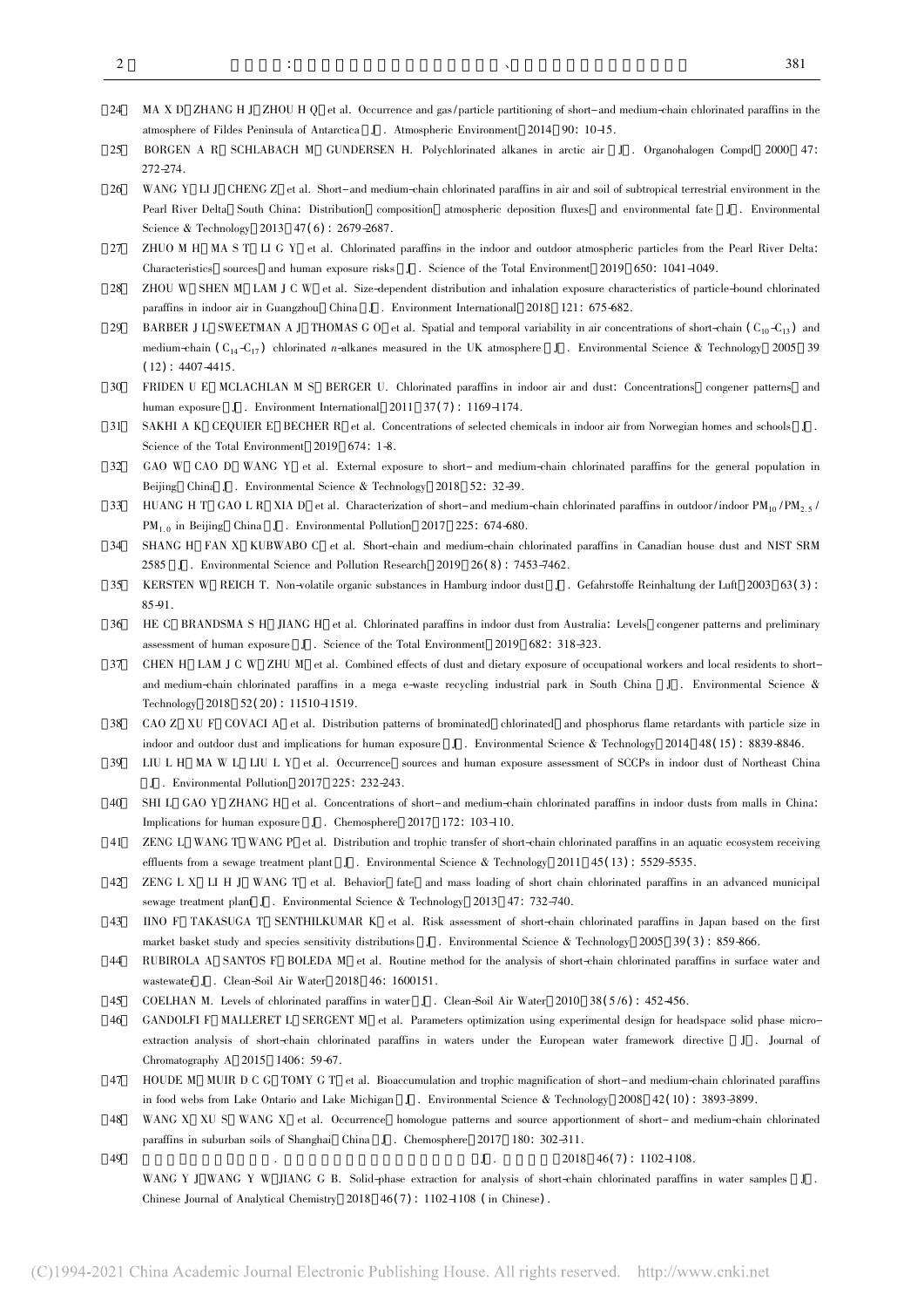[24] MA X D，ZHANG H J，ZHOU H Q，et al. Occurrence and gas/particle partitioning of short- and medium-chain chlorinated paraffins in the atmosphere of Fildes Peninsula of Antarctica［J］. Atmospheric Environment，2014，90: 10-15.

[25] BORGEN A R，SCHLABACH M，GUNDERSEN H. Polychlorinated alkanes in arctic air［J］. Organohalogen Compd，2000，47: 272-274.

[26] WANG Y，LI J，CHENG Z，et al. Short- and medium-chain chlorinated paraffins in air and soil of subtropical terrestrial environment in the Pearl River Delta，South China: Distribution，composition，atmospheric deposition fluxes，and environmental fate［J］. Environmental Science & Technology，2013，47(6): 2679-2687.

[27] ZHUO M H，MA S T，LI G Y，et al. Chlorinated paraffins in the indoor and outdoor atmospheric particles from the Pearl River Delta: Characteristics，sources，and human exposure risks［J］. Science of the Total Environment，2019，650: 1041-1049.

[28] ZHOU W，SHEN M，LAM J C W，et al. Size-dependent distribution and inhalation exposure characteristics of particle-bound chlorinated paraffins in indoor air in Guangzhou，China［J］. Environment International，2018，121: 675-682.

[29] BARBER J L，SWEETMAN A J，THOMAS G O，et al. Spatial and temporal variability in air concentrations of short-chain ($C_{10}$-$C_{13}$) and medium-chain ($C_{14}$-$C_{17}$) chlorinated *n*-alkanes measured in the UK atmosphere［J］. Environmental Science & Technology，2005，39(12): 4407-4415.

[30] FRIDEN U E，MCLACHLAN M S，BERGER U. Chlorinated paraffins in indoor air and dust: Concentrations，congener patterns，and human exposure［J］. Environment International，2011，37(7): 1169-1174.

[31] SAKHI A K，CEQUIER E，BECHER R，et al. Concentrations of selected chemicals in indoor air from Norwegian homes and schools［J］. Science of the Total Environment，2019，674: 1-8.

[32] GAO W，CAO D，WANG Y，et al. External exposure to short- and medium-chain chlorinated paraffins for the general population in Beijing，China［J］. Environmental Science & Technology，2018，52: 32-39.

[33] HUANG H T，GAO L R，XIA D，et al. Characterization of short- and medium-chain chlorinated paraffins in outdoor/indoor $PM_{10}$/$PM_{2.5}$/$PM_{1.0}$ in Beijing，China［J］. Environmental Pollution，2017，225: 674-680.

[34] SHANG H，FAN X，KUBWABO C，et al. Short-chain and medium-chain chlorinated paraffins in Canadian house dust and NIST SRM 2585［J］. Environmental Science and Pollution Research，2019，26(8): 7453-7462.

[35] KERSTEN W，REICH T. Non-volatile organic substances in Hamburg indoor dust［J］. Gefahrstoffe Reinhaltung der Luft，2003，63(3): 85-91.

[36] HE C，BRANDSMA S H，JIANG H，et al. Chlorinated paraffins in indoor dust from Australia: Levels，congener patterns and preliminary assessment of human exposure［J］. Science of the Total Environment，2019，682: 318-323.

[37] CHEN H，LAM J C W，ZHU M，et al. Combined effects of dust and dietary exposure of occupational workers and local residents to short- and medium-chain chlorinated paraffins in a mega e-waste recycling industrial park in South China［J］. Environmental Science & Technology，2018，52(20): 11510-11519.

[38] CAO Z，XU F，COVACI A，et al. Distribution patterns of brominated，chlorinated，and phosphorus flame retardants with particle size in indoor and outdoor dust and implications for human exposure［J］. Environmental Science & Technology，2014，48(15): 8839-8846.

[39] LIU L H，MA W L，LIU L Y，et al. Occurrence，sources and human exposure assessment of SCCPs in indoor dust of Northeast China［J］. Environmental Pollution，2017，225: 232-243.

[40] SHI L，GAO Y，ZHANG H，et al. Concentrations of short- and medium-chain chlorinated paraffins in indoor dusts from malls in China: Implications for human exposure［J］. Chemosphere，2017，172: 103-110.

[41] ZENG L，WANG T，WANG P，et al. Distribution and trophic transfer of short-chain chlorinated paraffins in an aquatic ecosystem receiving effluents from a sewage treatment plant［J］. Environmental Science & Technology，2011，45(13): 5529-5535.

[42] ZENG L X，LI H J，WANG T，et al. Behavior，fate，and mass loading of short chain chlorinated paraffins in an advanced municipal sewage treatment plant［J］. Environmental Science & Technology，2013，47: 732-740.

[43] IINO F，TAKASUGA T，SENTHILKUMAR K，et al. Risk assessment of short-chain chlorinated paraffins in Japan based on the first market basket study and species sensitivity distributions［J］. Environmental Science & Technology，2005，39(3): 859-866.

[44] RUBIROLA A，SANTOS F，BOLEDA M，et al. Routine method for the analysis of short-chain chlorinated paraffins in surface water and wastewater［J］. Clean-Soil Air Water，2018，46: 1600151.

[45] COELHAN M. Levels of chlorinated paraffins in water［J］. Clean-Soil Air Water，2010，38(5/6): 452-456.

[46] GANDOLFI F，MALLERET L，SERGENT M，et al. Parameters optimization using experimental design for headspace solid phase micro-extraction analysis of short-chain chlorinated paraffins in waters under the European water framework directive［J］. Journal of Chromatography A，2015，1406: 59-67.

[47] HOUDE M，MUIR D C G，TOMY G T，et al. Bioaccumulation and trophic magnification of short- and medium-chain chlorinated paraffins in food webs from Lake Ontario and Lake Michigan［J］. Environmental Science & Technology，2008，42(10): 3893-3899.

[48] WANG X，XU S，WANG X，et al. Occurrence，homologue patterns and source apportionment of short- and medium-chain chlorinated paraffins in suburban soils of Shanghai，China［J］. Chemosphere，2017，180: 302-311.

[49] 王亚军，王亚韡，江桂斌. 固相萃取分析水样中的短链氯化石蜡［J］. 分析化学，2018，46(7): 1102-1108.
WANG Y J，WANG Y W，JIANG G B. Solid-phase extraction for analysis of short-chain chlorinated paraffins in water samples［J］. Chinese Journal of Analytical Chemistry，2018，46(7): 1102-1108 (in Chinese).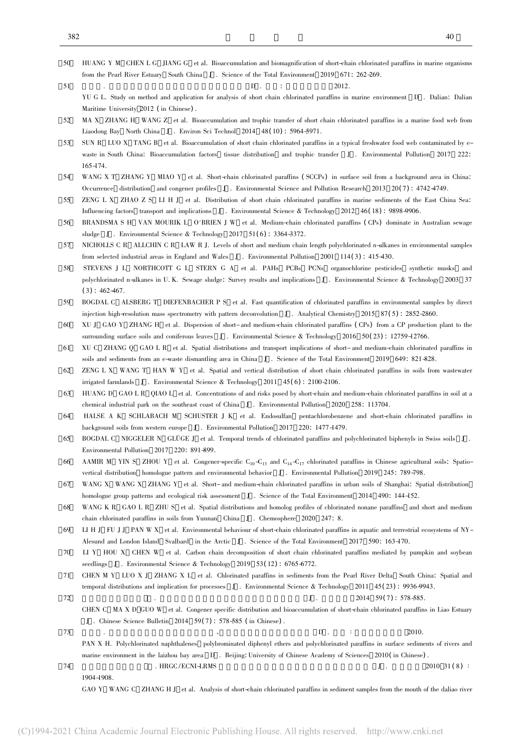[50] HUANG Y M, CHEN L G, JIANG G, et al. Bioaccumulation and biomagnification of short-chain chlorinated paraffins in marine organisms from the Pearl River Estuary, South China [J]. Science of the Total Environment, 2019, 671: 262-269.

[51] . [D]. : , 2012.
YU G L. Study on method and application for analysis of short chain chlorinated paraffins in marine environment [D]. Dalian: Dalian Maritime University, 2012 (in Chinese).

[52] MA X, ZHANG H, WANG Z, et al. Bioaccumulation and trophic transfer of short chain chlorinated paraffins in a marine food web from Liaodong Bay, North China [J]. Environ Sci Technol, 2014, 48(10): 5964-5971.

[53] SUN R, LUO X, TANG B, et al. Bioaccumulation of short chain chlorinated paraffins in a typical freshwater food web contaminated by e-waste in South China: Bioaccumulation factors, tissue distribution, and trophic transfer [J]. Environmental Pollution, 2017, 222: 165-174.

[54] WANG X T, ZHANG Y, MIAO Y, et al. Short-chain chlorinated paraffins (SCCPs) in surface soil from a background area in China: Occurrence, distribution, and congener profiles [J]. Environmental Science and Pollution Research, 2013, 20(7): 4742-4749.

[55] ZENG L X, ZHAO Z S, LI H J, et al. Distribution of short chain chlorinated paraffins in marine sediments of the East China Sea: Influencing factors, transport and implications [J]. Environmental Science & Technology, 2012, 46(18): 9898-9906.

[56] BRANDSMA S H, VAN MOURIK L, O'BRIEN J W, et al. Medium-chain chlorinated paraffins (CPs) dominate in Australian sewage sludge [J]. Environmental Science & Technology, 2017, 51(6): 3364-3372.

[57] NICHOLLS C R, ALLCHIN C R, LAW R J. Levels of short and medium chain length polychlorinated *n*-alkanes in environmental samples from selected industrial areas in England and Wales [J]. Environmental Pollution, 2001, 114(3): 415-430.

[58] STEVENS J L, NORTHCOTT G L, STERN G A, et al. PAHs, PCBs, PCNs, organochlorine pesticides, synthetic musks, and polychlorinated n-alkanes in U.K. Sewage sludge: Survey results and implications [J]. Environmental Science & Technology, 2003, 37(3): 462-467.

[59] BOGDAL C, ALSBERG T, DIEFENBACHER P S, et al. Fast quantification of chlorinated paraffins in environmental samples by direct injection high-resolution mass spectrometry with pattern deconvolution [J]. Analytical Chemistry, 2015, 87(5): 2852-2860.

[60] XU J, GAO Y, ZHANG H, et al. Dispersion of short- and medium-chain chlorinated paraffins (CPs) from a CP production plant to the surrounding surface soils and coniferous leaves [J]. Environmental Science & Technology, 2016, 50(23): 12759-12766.

[61] XU C, ZHANG Q, GAO L R, et al. Spatial distributions and transport implications of short- and medium-chain chlorinated paraffins in soils and sediments from an e-waste dismantling area in China [J]. Science of the Total Environment, 2019, 649: 821-828.

[62] ZENG L X, WANG T, HAN W Y, et al. Spatial and vertical distribution of short chain chlorinated paraffins in soils from wastewater irrigated farmlands [J]. Environmental Science & Technology, 2011, 45(6): 2100-2106.

[63] HUANG D, GAO L R, QIAO L, et al. Concentrations of and risks posed by short-chain and medium-chain chlorinated paraffins in soil at a chemical industrial park on the southeast coast of China [J]. Environmental Pollution, 2020, 258: 113704.

[64] HALSE A K, SCHLABACH M, SCHUSTER J K, et al. Endosulfan, pentachlorobenzene and short-chain chlorinated paraffins in background soils from western europe [J]. Environmental Pollution, 2017, 220: 1477-1479.

[65] BOGDAL C, NIGGELER N, GLÜGE J, et al. Temporal trends of chlorinated paraffins and polychlorinated biphenyls in Swiss soils [J]. Environmental Pollution, 2017, 220: 891-899.

[66] AAMIR M, YIN S, ZHOU Y, et al. Congener-specific $C_{10}$-$C_{13}$ and $C_{14}$-$C_{17}$ chlorinated paraffins in Chinese agricultural soils: Spatio-vertical distribution, homologue pattern and environmental behavior [J]. Environmental Pollution, 2019, 245: 789-798.

[67] WANG X, WANG X, ZHANG Y, et al. Short- and medium-chain chlorinated paraffins in urban soils of Shanghai: Spatial distribution, homologue group patterns and ecological risk assessment [J]. Science of the Total Environment, 2014, 490: 144-152.

[68] WANG K R, GAO L R, ZHU S, et al. Spatial distributions and homolog profiles of chlorinated nonane paraffins, and short and medium chain chlorinated paraffins in soils from Yunnan, China [J]. Chemosphere, 2020, 247: 8.

[69] LI H J, FU J J, PAN W X, et al. Environmental behaviour of short-chain chlorinated paraffins in aquatic and terrestrial ecosystems of NY-Alesund and London Island, Svalbard, in the Arctic [J]. Science of the Total Environment, 2017, 590: 163-170.

[70] LI Y, HOU X, CHEN W, et al. Carbon chain decomposition of short chain chlorinated paraffins mediated by pumpkin and soybean seedlings [J]. Environmental Science & Technology, 2019, 53(12): 6765-6772.

[71] CHEN M Y, LUO X J, ZHANG X L, et al. Chlorinated paraffins in sediments from the Pearl River Delta, South China: Spatial and temporal distributions and implication for processes [J]. Environmental Science & Technology, 2011, 45(23): 9936-9943.

[72] . [J]. , 2014, 59(7): 578-585.
CHEN C, MA X D, GUO W, et al. Congener specific distribution and bioaccumulation of short-chain chlorinated paraffins in Liao Estuary [J]. Chinese Science Bulletin, 2014, 59(7): 578-585 (in Chinese).

[73] . 、 [D]. : , 2010.
PAN X H. Polychlorinated naphthalenes, polybrominated diphenyl ethers and polychlorinated paraffins in surface sediments of rivers and marine environment in the laizhou bay area [D]. Beijing: University of Chinese Academy of Sciences, 2010 (in Chinese).

[74] . HRGC/ECNI-LRMS [J]. , 2010, 31(8): 1904-1908.
GAO Y, WANG C, ZHANG H J, et al. Analysis of short-chain chlorinated paraffins in sediment samples from the mouth of the daliao river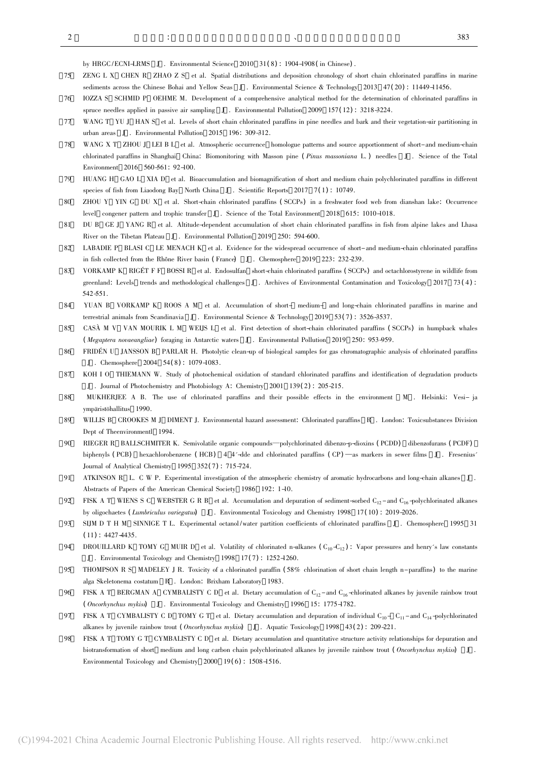by HRGC/ECNI-LRMS[J]. Environmental Science, 2010, 31(8): 1904-1908(in Chinese).

[75] ZENG L X, CHEN R, ZHAO Z S, et al. Spatial distributions and deposition chronology of short chain chlorinated paraffins in marine sediments across the Chinese Bohai and Yellow Seas[J]. Environmental Science & Technology, 2013, 47(20): 11449-11456.

[76] IOZZA S, SCHMID P, OEHME M. Development of a comprehensive analytical method for the determination of chlorinated paraffins in spruce needles applied in passive air sampling[J]. Environmental Pollution, 2009, 157(12): 3218-3224.

[77] WANG T, YU J, HAN S, et al. Levels of short chain chlorinated paraffins in pine needles and bark and their vegetation-air partitioning in urban areas[J]. Environmental Pollution, 2015, 196: 309-312.

[78] WANG X T, ZHOU J, LEI B L, et al. Atmospheric occurrence, homologue patterns and source apportionment of short- and medium-chain chlorinated paraffins in Shanghai, China: Biomonitoring with Masson pine (*Pinus massoniana* L.) needles[J]. Science of the Total Environment, 2016, 560-561: 92-100.

[79] HUANG H, GAO L, XIA D, et al. Bioaccumulation and biomagnification of short and medium chain polychlorinated paraffins in different species of fish from Liaodong Bay, North China[J]. Scientific Reports, 2017, 7(1): 10749.

[80] ZHOU Y, YIN G, DU X, et al. Short-chain chlorinated paraffins (SCCPs) in a freshwater food web from dianshan lake: Occurrence level, congener pattern and trophic transfer[J]. Science of the Total Environment, 2018, 615: 1010-1018.

[81] DU B, GE J, YANG R, et al. Altitude-dependent accumulation of short chain chlorinated paraffins in fish from alpine lakes and Lhasa River on the Tibetan Plateau[J]. Environmental Pollution, 2019, 250: 594-600.

[82] LABADIE P, BLASI C, LE MENACH K, et al. Evidence for the widespread occurrence of short- and medium-chain chlorinated paraffins in fish collected from the Rhône River basin (France)[J]. Chemosphere, 2019, 223: 232-239.

[83] VORKAMP K, RIGÉT F F, BOSSI R, et al. Endosulfan, short-chain chlorinated paraffins (SCCPs) and octachlorostyrene in wildlife from greenland: Levels, trends and methodological challenges[J]. Archives of Environmental Contamination and Toxicology, 2017, 73(4): 542-551.

[84] YUAN B, VORKAMP K, ROOS A M, et al. Accumulation of short-, medium-, and long-chain chlorinated paraffins in marine and terrestrial animals from Scandinavia[J]. Environmental Science & Technology, 2019, 53(7): 3526-3537.

[85] CASÀ M V, VAN MOURIK L M, WEIJS L, et al. First detection of short-chain chlorinated paraffins (SCCPs) in humpback whales (*Megaptera novaeangliae*) foraging in Antarctic waters[J]. Environmental Pollution, 2019, 250: 953-959.

[86] FRIDÉN U, JANSSON B, PARLAR H. Photolytic clean-up of biological samples for gas chromatographic analysis of chlorinated paraffins[J]. Chemosphere, 2004, 54(8): 1079-1083.

[87] KOH I O, THIEMANN W. Study of photochemical oxidation of standard chlorinated paraffins and identification of degradation products[J]. Journal of Photochemistry and Photobiology A: Chemistry, 2001, 139(2): 205-215.

[88] MUKHERJEE A B. The use of chlorinated paraffins and their possible effects in the environment[M]. Helsinki: Vesi- ja ympäristöhallitus, 1990.

[89] WILLIS B, CROOKES M J, DIMENT J. Environmental hazard assessment: Chlorinated paraffins[R]. London: Toxicsubstances Division Dept of Theenvironmentl, 1994.

[90] RIEGER R, BALLSCHMITER K. Semivolatile organic compounds—polychlorinated dibenzo-p-dioxins (PCDD), dibenzofurans (PCDF), biphenyls (PCB), hexachlorobenzene (HCB), 4,4′-dde and chlorinated paraffins (CP)—as markers in sewer films[J]. Fresenius′ Journal of Analytical Chemistry, 1995, 352(7): 715-724.

[91] ATKINSON R, L. C W P. Experimental investigation of the atmospheric chemistry of aromatic hydrocarbons and long-chain alkanes[J]. Abstracts of Papers of the American Chemical Society, 1986, 192: 1-10.

[92] FISK A T, WIENS S C, WEBSTER G R B, et al. Accumulation and depuration of sediment-sorbed $C_{12}$- and $C_{16}$-polychlorinated alkanes by oligochaetes (*Lumbriculus variegatus*)[J]. Environmental Toxicology and Chemistry, 1998, 17(10): 2019-2026.

[93] SIJM D T H M, SINNIGE T L. Experimental octanol/water partition coefficients of chlorinated paraffins[J]. Chemosphere, 1995, 31(11): 4427-4435.

[94] DROUILLARD K, TOMY G, MUIR D, et al. Volatility of chlorinated n-alkanes ($C_{10}$-$C_{12}$): Vapor pressures and henry′s law constants[J]. Environmental Toxicology and Chemistry, 1998, 17(7): 1252-1260.

[95] THOMPSON R S, MADELEY J R. Toxicity of a chlorinated paraffin (58% chlorination of short chain length n-paraffins) to the marine alga Skeletonema costatum[R]. London: Brixham Laboratory, 1983.

[96] FISK A T, BERGMAN A, CYMBALISTY C D, et al. Dietary accumulation of $C_{12}$- and $C_{16}$-chlorinated alkanes by juvenile rainbow trout (*Oncorhynchus mykiss*)[J]. Environmental Toxicology and Chemistry, 1996, 15: 1775-1782.

[97] FISK A T, CYMBALISTY C D, TOMY G T, et al. Dietary accumulation and depuration of individual $C_{10}$-, $C_{11}$- and $C_{14}$-polychlorinated alkanes by juvenile rainbow trout (*Oncorhynchus mykiss*)[J]. Aquatic Toxicology, 1998, 43(2): 209-221.

[98] FISK A T, TOMY G T, CYMBALISTY C D, et al. Dietary accumulation and quantitative structure activity relationships for depuration and biotransformation of short, medium and long carbon chain polychlorinated alkanes by juvenile rainbow trout (*Oncorhynchus mykiss*)[J]. Environmental Toxicology and Chemistry, 2000, 19(6): 1508-1516.